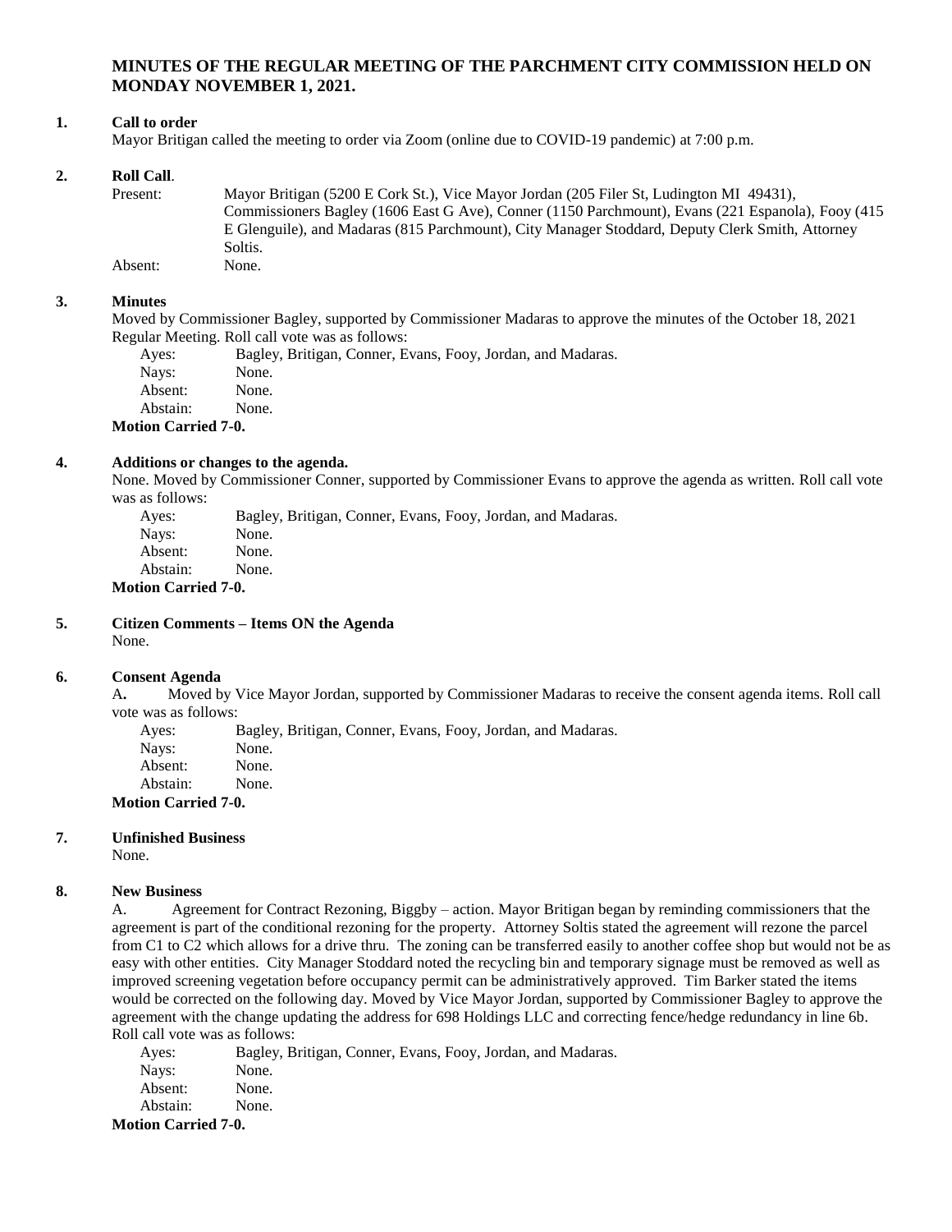# MINUTES OF THE REGULAR MEETING OF THE PARCHMENT CITY COMMISSION HELD ON MONDAY NOVEMBER 1, 2021.

**1. Call to order**

Mayor Britigan called the meeting to order via Zoom (online due to COVID-19 pandemic) at 7:00 p.m.

**2. Roll Call**.

Present: Mayor Britigan (5200 E Cork St.), Vice Mayor Jordan (205 Filer St, Ludington MI 49431), Commissioners Bagley (1606 East G Ave), Conner (1150 Parchmount), Evans (221 Espanola), Fooy (415 E Glenguile), and Madaras (815 Parchmount), City Manager Stoddard, Deputy Clerk Smith, Attorney Soltis.

Absent: None.

**3. Minutes**

Moved by Commissioner Bagley, supported by Commissioner Madaras to approve the minutes of the October 18, 2021 Regular Meeting. Roll call vote was as follows:

Ayes: Bagley, Britigan, Conner, Evans, Fooy, Jordan, and Madaras.
Nays: None.
Absent: None.
Abstain: None.

**Motion Carried 7-0.**

**4. Additions or changes to the agenda.**

None. Moved by Commissioner Conner, supported by Commissioner Evans to approve the agenda as written. Roll call vote was as follows:

Ayes: Bagley, Britigan, Conner, Evans, Fooy, Jordan, and Madaras.
Nays: None.
Absent: None.
Abstain: None.

**Motion Carried 7-0.**

**5. Citizen Comments – Items ON the Agenda**

None.

**6. Consent Agenda**

A**.** Moved by Vice Mayor Jordan, supported by Commissioner Madaras to receive the consent agenda items. Roll call vote was as follows:

Ayes: Bagley, Britigan, Conner, Evans, Fooy, Jordan, and Madaras.
Nays: None.
Absent: None.
Abstain: None.

**Motion Carried 7-0.**

**7. Unfinished Business**

None.

**8. New Business**

A. Agreement for Contract Rezoning, Biggby – action. Mayor Britigan began by reminding commissioners that the agreement is part of the conditional rezoning for the property. Attorney Soltis stated the agreement will rezone the parcel from C1 to C2 which allows for a drive thru. The zoning can be transferred easily to another coffee shop but would not be as easy with other entities. City Manager Stoddard noted the recycling bin and temporary signage must be removed as well as improved screening vegetation before occupancy permit can be administratively approved. Tim Barker stated the items would be corrected on the following day. Moved by Vice Mayor Jordan, supported by Commissioner Bagley to approve the agreement with the change updating the address for 698 Holdings LLC and correcting fence/hedge redundancy in line 6b. Roll call vote was as follows:

Ayes: Bagley, Britigan, Conner, Evans, Fooy, Jordan, and Madaras.
Nays: None.
Absent: None.
Abstain: None.

**Motion Carried 7-0.**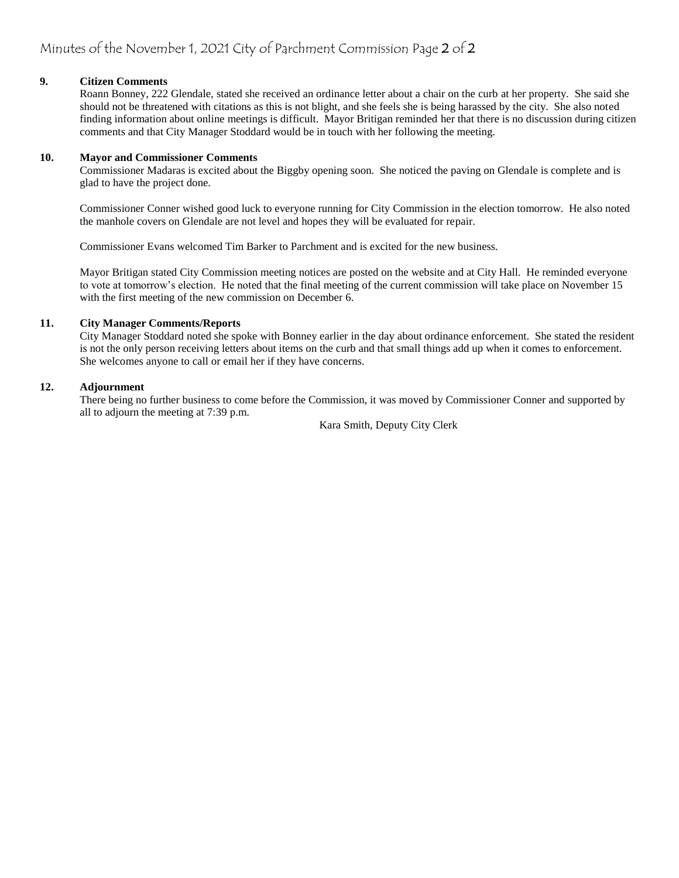**9. Citizen Comments**

Roann Bonney, 222 Glendale, stated she received an ordinance letter about a chair on the curb at her property. She said she should not be threatened with citations as this is not blight, and she feels she is being harassed by the city. She also noted finding information about online meetings is difficult. Mayor Britigan reminded her that there is no discussion during citizen comments and that City Manager Stoddard would be in touch with her following the meeting.

**10. Mayor and Commissioner Comments**

Commissioner Madaras is excited about the Biggby opening soon. She noticed the paving on Glendale is complete and is glad to have the project done.

Commissioner Conner wished good luck to everyone running for City Commission in the election tomorrow. He also noted the manhole covers on Glendale are not level and hopes they will be evaluated for repair.

Commissioner Evans welcomed Tim Barker to Parchment and is excited for the new business.

Mayor Britigan stated City Commission meeting notices are posted on the website and at City Hall. He reminded everyone to vote at tomorrow's election. He noted that the final meeting of the current commission will take place on November 15 with the first meeting of the new commission on December 6.

**11. City Manager Comments/Reports**

City Manager Stoddard noted she spoke with Bonney earlier in the day about ordinance enforcement. She stated the resident is not the only person receiving letters about items on the curb and that small things add up when it comes to enforcement. She welcomes anyone to call or email her if they have concerns.

**12. Adjournment**

There being no further business to come before the Commission, it was moved by Commissioner Conner and supported by all to adjourn the meeting at 7:39 p.m.

Kara Smith, Deputy City Clerk